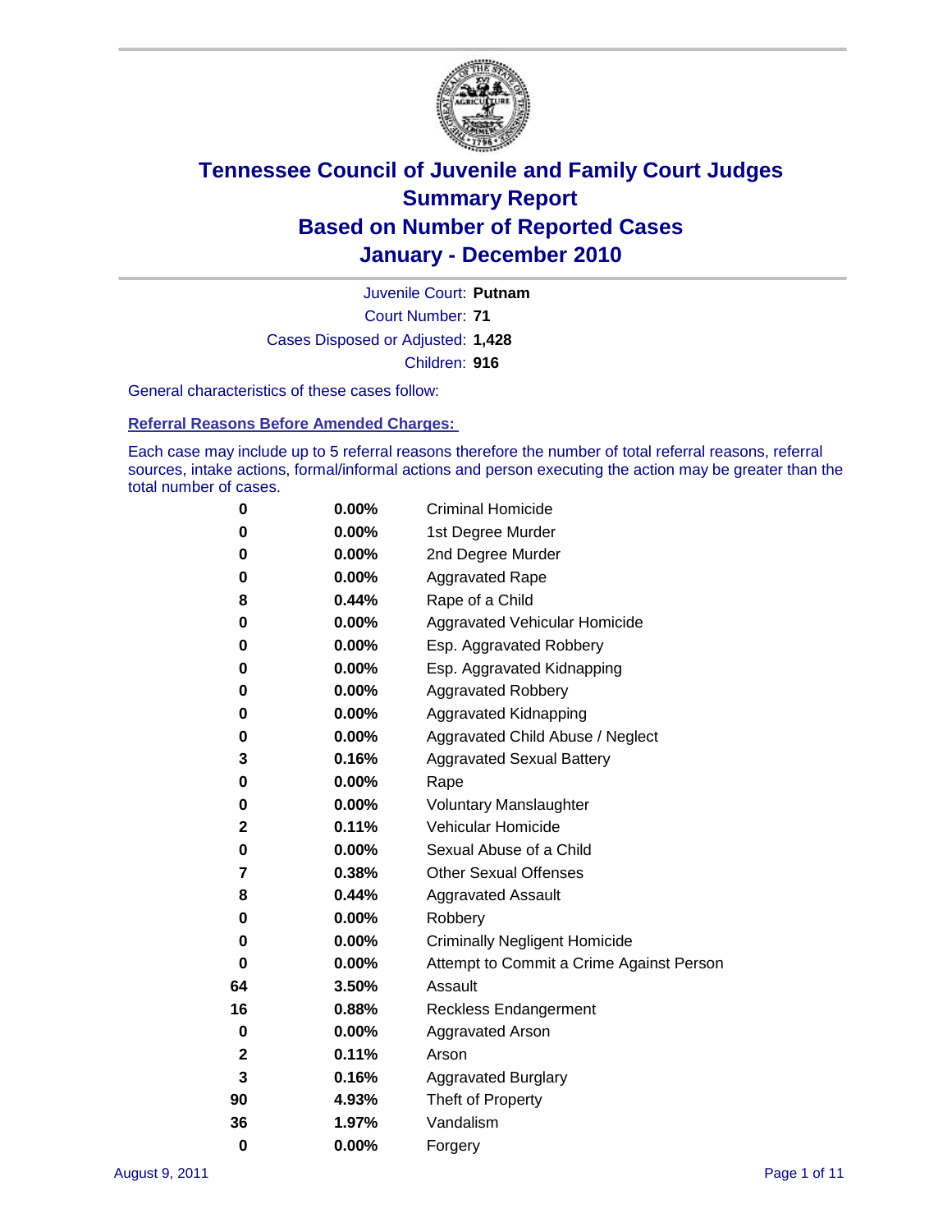# Tennessee Council of Juvenile and Family Court Judges
# Summary Report
# Based on Number of Reported Cases
# January - December 2010

Juvenile Court: **Putnam**

Court Number: **71**

Cases Disposed or Adjusted: **1,428**

Children: **916**

General characteristics of these cases follow:

## Referral Reasons Before Amended Charges:

Each case may include up to 5 referral reasons therefore the number of total referral reasons, referral sources, intake actions, formal/informal actions and person executing the action may be greater than the total number of cases.

| Count | Percent | Referral Reason |
|---|---|---|
| 0 | 0.00% | Criminal Homicide |
| 0 | 0.00% | 1st Degree Murder |
| 0 | 0.00% | 2nd Degree Murder |
| 0 | 0.00% | Aggravated Rape |
| 8 | 0.44% | Rape of a Child |
| 0 | 0.00% | Aggravated Vehicular Homicide |
| 0 | 0.00% | Esp. Aggravated Robbery |
| 0 | 0.00% | Esp. Aggravated Kidnapping |
| 0 | 0.00% | Aggravated Robbery |
| 0 | 0.00% | Aggravated Kidnapping |
| 0 | 0.00% | Aggravated Child Abuse / Neglect |
| 3 | 0.16% | Aggravated Sexual Battery |
| 0 | 0.00% | Rape |
| 0 | 0.00% | Voluntary Manslaughter |
| 2 | 0.11% | Vehicular Homicide |
| 0 | 0.00% | Sexual Abuse of a Child |
| 7 | 0.38% | Other Sexual Offenses |
| 8 | 0.44% | Aggravated Assault |
| 0 | 0.00% | Robbery |
| 0 | 0.00% | Criminally Negligent Homicide |
| 0 | 0.00% | Attempt to Commit a Crime Against Person |
| 64 | 3.50% | Assault |
| 16 | 0.88% | Reckless Endangerment |
| 0 | 0.00% | Aggravated Arson |
| 2 | 0.11% | Arson |
| 3 | 0.16% | Aggravated Burglary |
| 90 | 4.93% | Theft of Property |
| 36 | 1.97% | Vandalism |
| 0 | 0.00% | Forgery |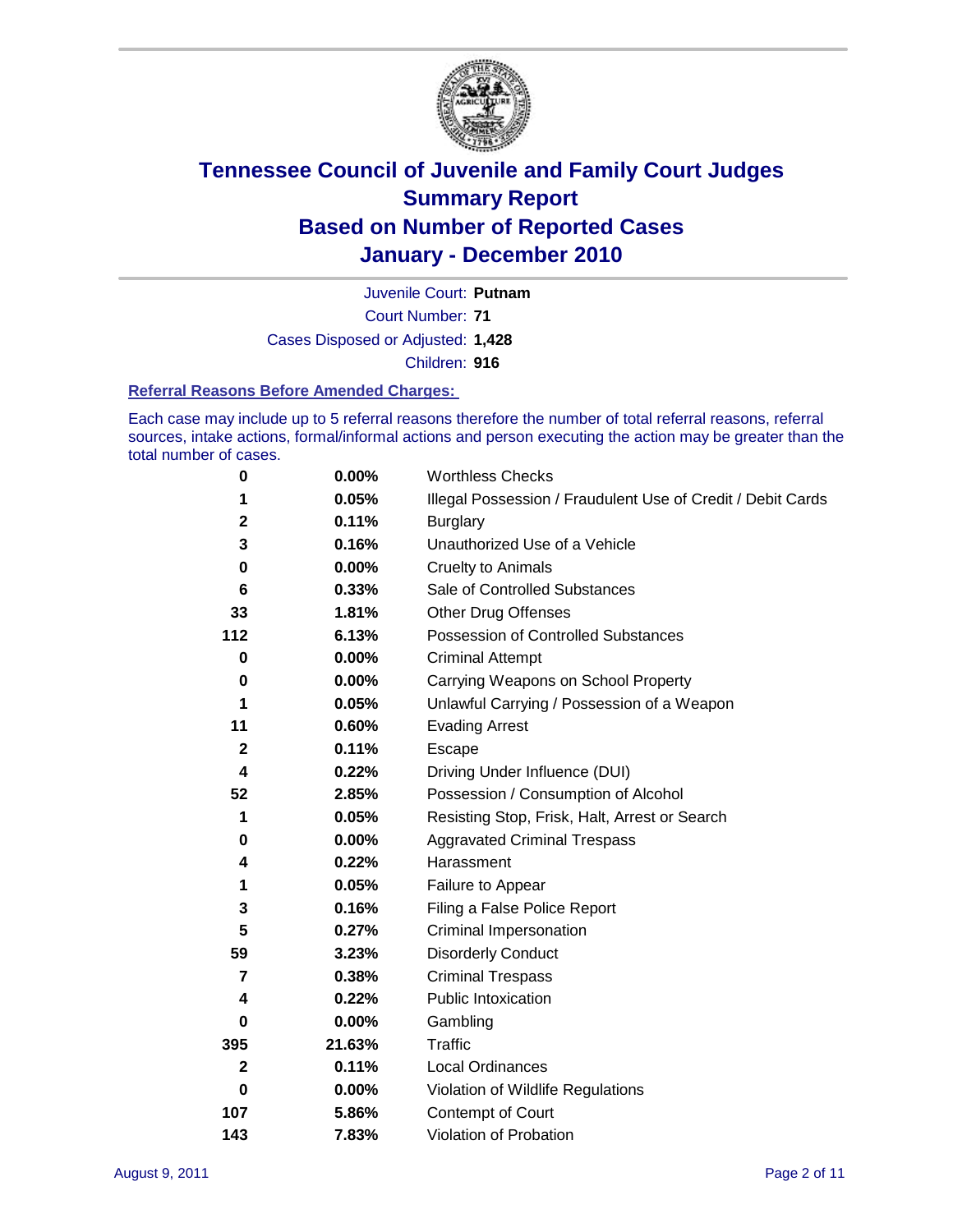# Tennessee Council of Juvenile and Family Court Judges
# Summary Report
# Based on Number of Reported Cases
# January - December 2010

Juvenile Court: **Putnam**

Court Number: **71**

Cases Disposed or Adjusted: **1,428**

Children: **916**

### Referral Reasons Before Amended Charges:

Each case may include up to 5 referral reasons therefore the number of total referral reasons, referral sources, intake actions, formal/informal actions and person executing the action may be greater than the total number of cases.

| | | |
|---|---|---|
| 0 | 0.00% | Worthless Checks |
| 1 | 0.05% | Illegal Possession / Fraudulent Use of Credit / Debit Cards |
| 2 | 0.11% | Burglary |
| 3 | 0.16% | Unauthorized Use of a Vehicle |
| 0 | 0.00% | Cruelty to Animals |
| 6 | 0.33% | Sale of Controlled Substances |
| 33 | 1.81% | Other Drug Offenses |
| 112 | 6.13% | Possession of Controlled Substances |
| 0 | 0.00% | Criminal Attempt |
| 0 | 0.00% | Carrying Weapons on School Property |
| 1 | 0.05% | Unlawful Carrying / Possession of a Weapon |
| 11 | 0.60% | Evading Arrest |
| 2 | 0.11% | Escape |
| 4 | 0.22% | Driving Under Influence (DUI) |
| 52 | 2.85% | Possession / Consumption of Alcohol |
| 1 | 0.05% | Resisting Stop, Frisk, Halt, Arrest or Search |
| 0 | 0.00% | Aggravated Criminal Trespass |
| 4 | 0.22% | Harassment |
| 1 | 0.05% | Failure to Appear |
| 3 | 0.16% | Filing a False Police Report |
| 5 | 0.27% | Criminal Impersonation |
| 59 | 3.23% | Disorderly Conduct |
| 7 | 0.38% | Criminal Trespass |
| 4 | 0.22% | Public Intoxication |
| 0 | 0.00% | Gambling |
| 395 | 21.63% | Traffic |
| 2 | 0.11% | Local Ordinances |
| 0 | 0.00% | Violation of Wildlife Regulations |
| 107 | 5.86% | Contempt of Court |
| 143 | 7.83% | Violation of Probation |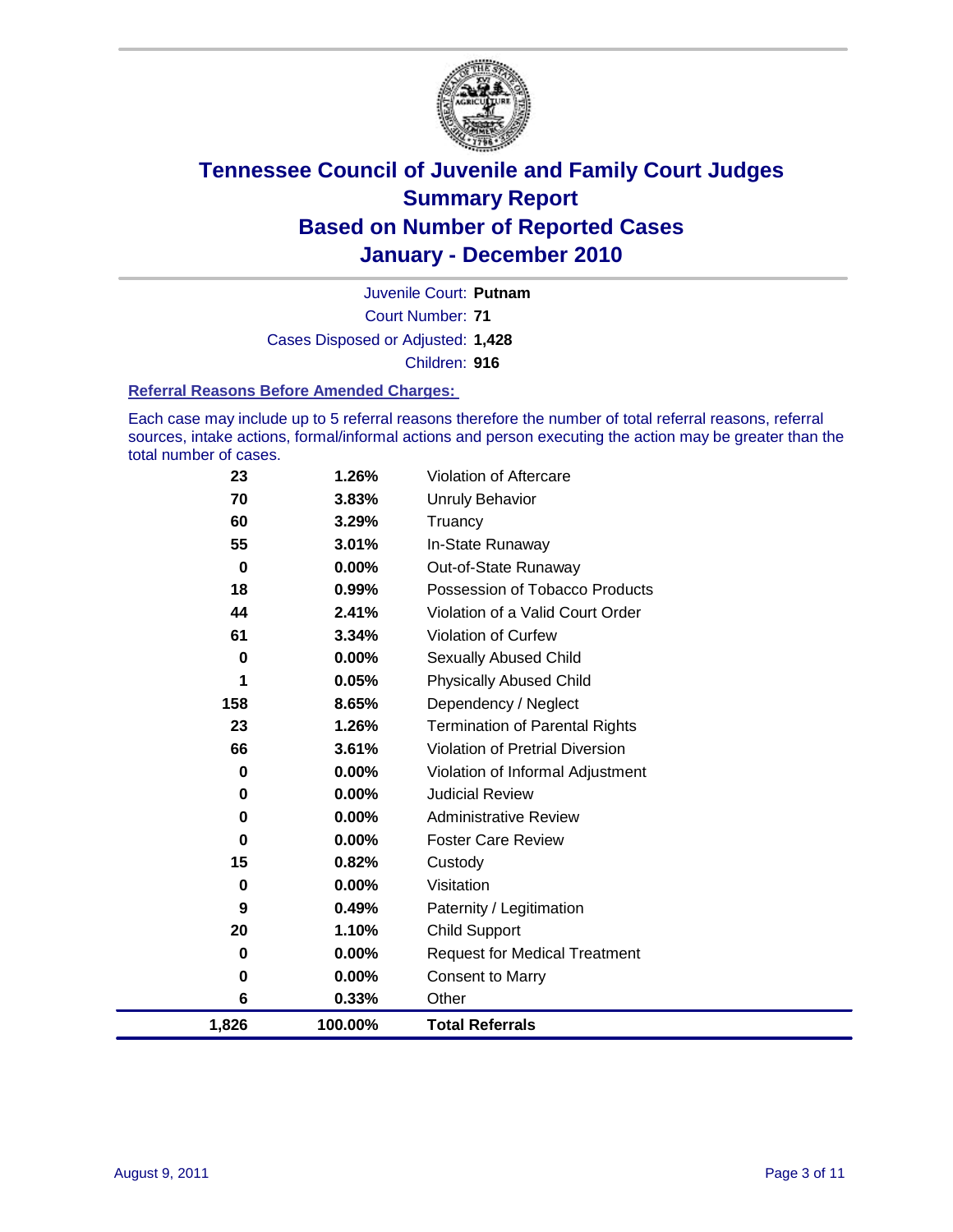# Tennessee Council of Juvenile and Family Court Judges
## Summary Report
## Based on Number of Reported Cases
## January - December 2010

Juvenile Court: **Putnam**

Court Number: **71**

Cases Disposed or Adjusted: **1,428**

Children: **916**

### Referral Reasons Before Amended Charges:

Each case may include up to 5 referral reasons therefore the number of total referral reasons, referral sources, intake actions, formal/informal actions and person executing the action may be greater than the total number of cases.

| Count | Percent | Referral Reason |
|---|---|---|
| 23 | 1.26% | Violation of Aftercare |
| 70 | 3.83% | Unruly Behavior |
| 60 | 3.29% | Truancy |
| 55 | 3.01% | In-State Runaway |
| 0 | 0.00% | Out-of-State Runaway |
| 18 | 0.99% | Possession of Tobacco Products |
| 44 | 2.41% | Violation of a Valid Court Order |
| 61 | 3.34% | Violation of Curfew |
| 0 | 0.00% | Sexually Abused Child |
| 1 | 0.05% | Physically Abused Child |
| 158 | 8.65% | Dependency / Neglect |
| 23 | 1.26% | Termination of Parental Rights |
| 66 | 3.61% | Violation of Pretrial Diversion |
| 0 | 0.00% | Violation of Informal Adjustment |
| 0 | 0.00% | Judicial Review |
| 0 | 0.00% | Administrative Review |
| 0 | 0.00% | Foster Care Review |
| 15 | 0.82% | Custody |
| 0 | 0.00% | Visitation |
| 9 | 0.49% | Paternity / Legitimation |
| 20 | 1.10% | Child Support |
| 0 | 0.00% | Request for Medical Treatment |
| 0 | 0.00% | Consent to Marry |
| 6 | 0.33% | Other |
| **1,826** | **100.00%** | **Total Referrals** |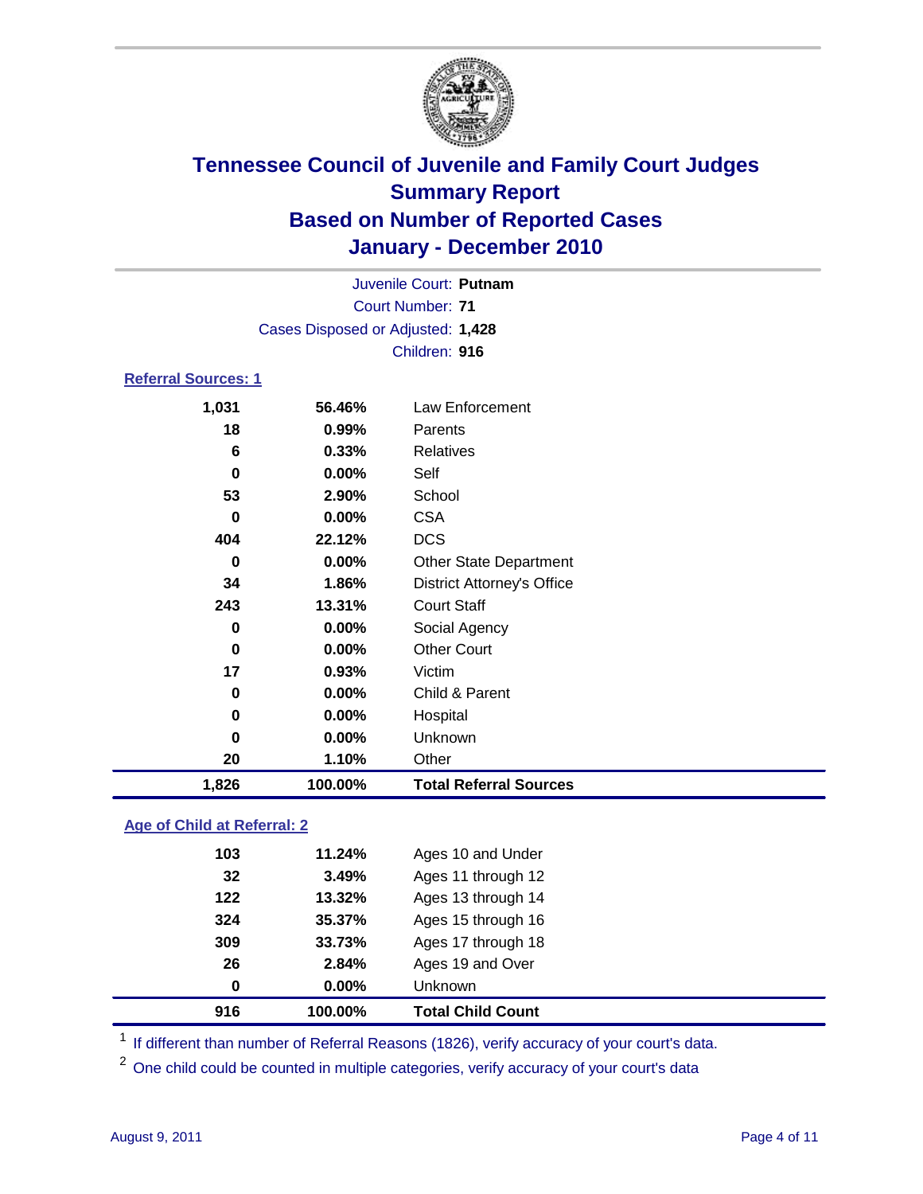# Tennessee Council of Juvenile and Family Court Judges
## Summary Report
## Based on Number of Reported Cases
## January - December 2010

Juvenile Court: **Putnam**
Court Number: **71**
Cases Disposed or Adjusted: **1,428**
Children: **916**

### Referral Sources: 1

| | | |
|---|---|---|
| 1,031 | 56.46% | Law Enforcement |
| 18 | 0.99% | Parents |
| 6 | 0.33% | Relatives |
| 0 | 0.00% | Self |
| 53 | 2.90% | School |
| 0 | 0.00% | CSA |
| 404 | 22.12% | DCS |
| 0 | 0.00% | Other State Department |
| 34 | 1.86% | District Attorney's Office |
| 243 | 13.31% | Court Staff |
| 0 | 0.00% | Social Agency |
| 0 | 0.00% | Other Court |
| 17 | 0.93% | Victim |
| 0 | 0.00% | Child & Parent |
| 0 | 0.00% | Hospital |
| 0 | 0.00% | Unknown |
| 20 | 1.10% | Other |
| **1,826** | **100.00%** | **Total Referral Sources** |

### Age of Child at Referral: 2

| | | |
|---|---|---|
| 103 | 11.24% | Ages 10 and Under |
| 32 | 3.49% | Ages 11 through 12 |
| 122 | 13.32% | Ages 13 through 14 |
| 324 | 35.37% | Ages 15 through 16 |
| 309 | 33.73% | Ages 17 through 18 |
| 26 | 2.84% | Ages 19 and Over |
| 0 | 0.00% | Unknown |
| **916** | **100.00%** | **Total Child Count** |

[1] If different than number of Referral Reasons (1826), verify accuracy of your court's data.

[2] One child could be counted in multiple categories, verify accuracy of your court's data

August 9, 2011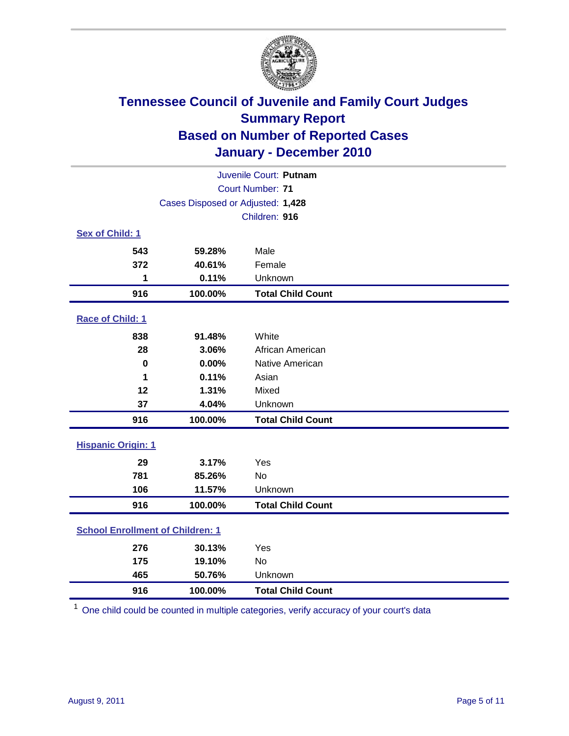# Tennessee Council of Juvenile and Family Court Judges
## Summary Report
## Based on Number of Reported Cases
## January - December 2010

Juvenile Court: **Putnam**

Court Number: **71**

Cases Disposed or Adjusted: **1,428**

Children: **916**

### Sex of Child: 1

| | | |
|---|---|---|
| 543 | 59.28% | Male |
| 372 | 40.61% | Female |
| 1 | 0.11% | Unknown |
| **916** | **100.00%** | **Total Child Count** |

### Race of Child: 1

| | | |
|---|---|---|
| 838 | 91.48% | White |
| 28 | 3.06% | African American |
| 0 | 0.00% | Native American |
| 1 | 0.11% | Asian |
| 12 | 1.31% | Mixed |
| 37 | 4.04% | Unknown |
| **916** | **100.00%** | **Total Child Count** |

### Hispanic Origin: 1

| | | |
|---|---|---|
| 29 | 3.17% | Yes |
| 781 | 85.26% | No |
| 106 | 11.57% | Unknown |
| **916** | **100.00%** | **Total Child Count** |

### School Enrollment of Children: 1

| | | |
|---|---|---|
| 276 | 30.13% | Yes |
| 175 | 19.10% | No |
| 465 | 50.76% | Unknown |
| **916** | **100.00%** | **Total Child Count** |

[1] One child could be counted in multiple categories, verify accuracy of your court's data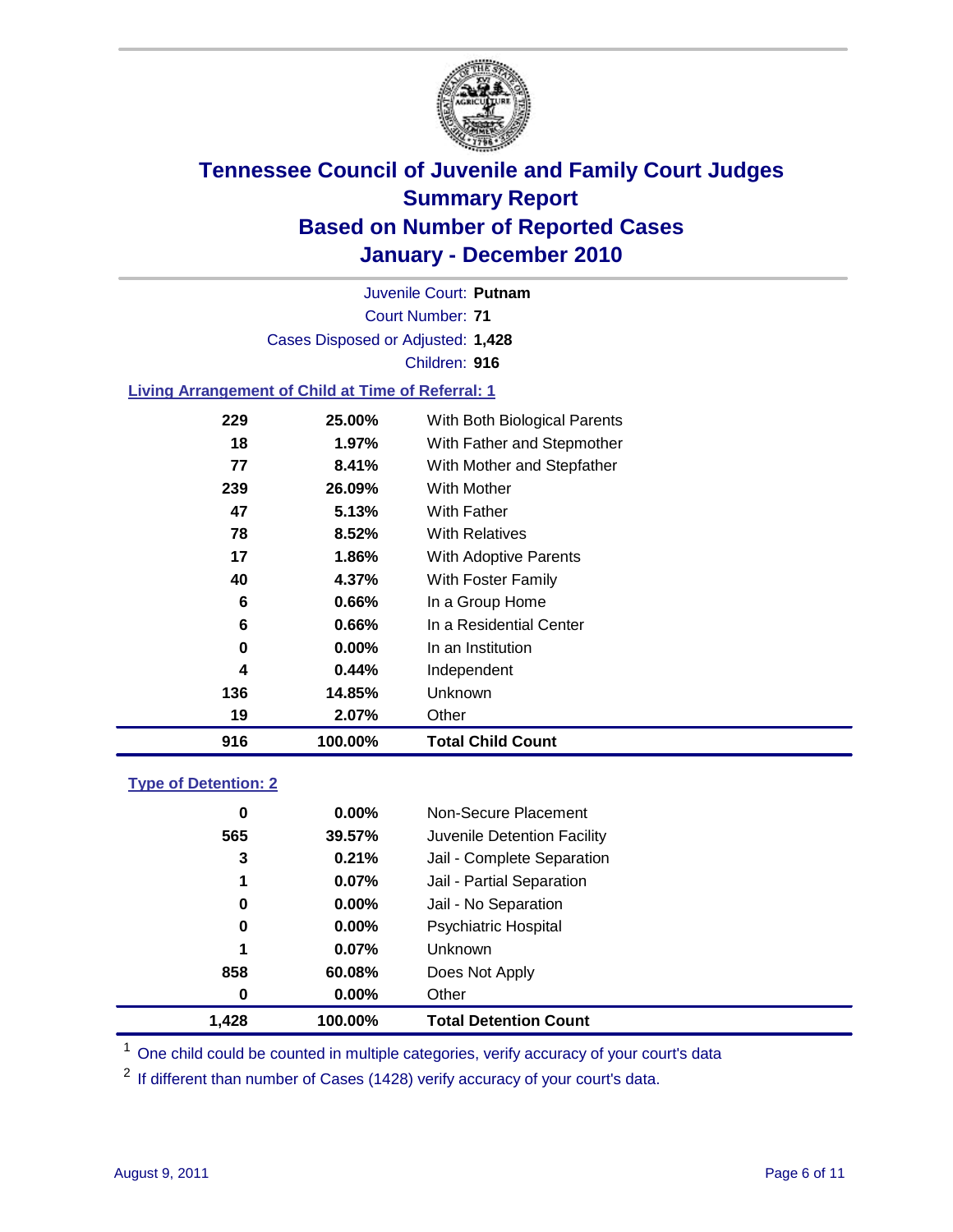# Tennessee Council of Juvenile and Family Court Judges
## Summary Report
## Based on Number of Reported Cases
## January - December 2010

Juvenile Court: **Putnam**
Court Number: **71**
Cases Disposed or Adjusted: **1,428**
Children: **916**

### Living Arrangement of Child at Time of Referral: 1

| Count | Percent | Category |
|---|---|---|
| 229 | 25.00% | With Both Biological Parents |
| 18 | 1.97% | With Father and Stepmother |
| 77 | 8.41% | With Mother and Stepfather |
| 239 | 26.09% | With Mother |
| 47 | 5.13% | With Father |
| 78 | 8.52% | With Relatives |
| 17 | 1.86% | With Adoptive Parents |
| 40 | 4.37% | With Foster Family |
| 6 | 0.66% | In a Group Home |
| 6 | 0.66% | In a Residential Center |
| 0 | 0.00% | In an Institution |
| 4 | 0.44% | Independent |
| 136 | 14.85% | Unknown |
| 19 | 2.07% | Other |
| **916** | **100.00%** | **Total Child Count** |

### Type of Detention: 2

| Count | Percent | Category |
|---|---|---|
| 0 | 0.00% | Non-Secure Placement |
| 565 | 39.57% | Juvenile Detention Facility |
| 3 | 0.21% | Jail - Complete Separation |
| 1 | 0.07% | Jail - Partial Separation |
| 0 | 0.00% | Jail - No Separation |
| 0 | 0.00% | Psychiatric Hospital |
| 1 | 0.07% | Unknown |
| 858 | 60.08% | Does Not Apply |
| 0 | 0.00% | Other |
| **1,428** | **100.00%** | **Total Detention Count** |

[1] One child could be counted in multiple categories, verify accuracy of your court's data

[2] If different than number of Cases (1428) verify accuracy of your court's data.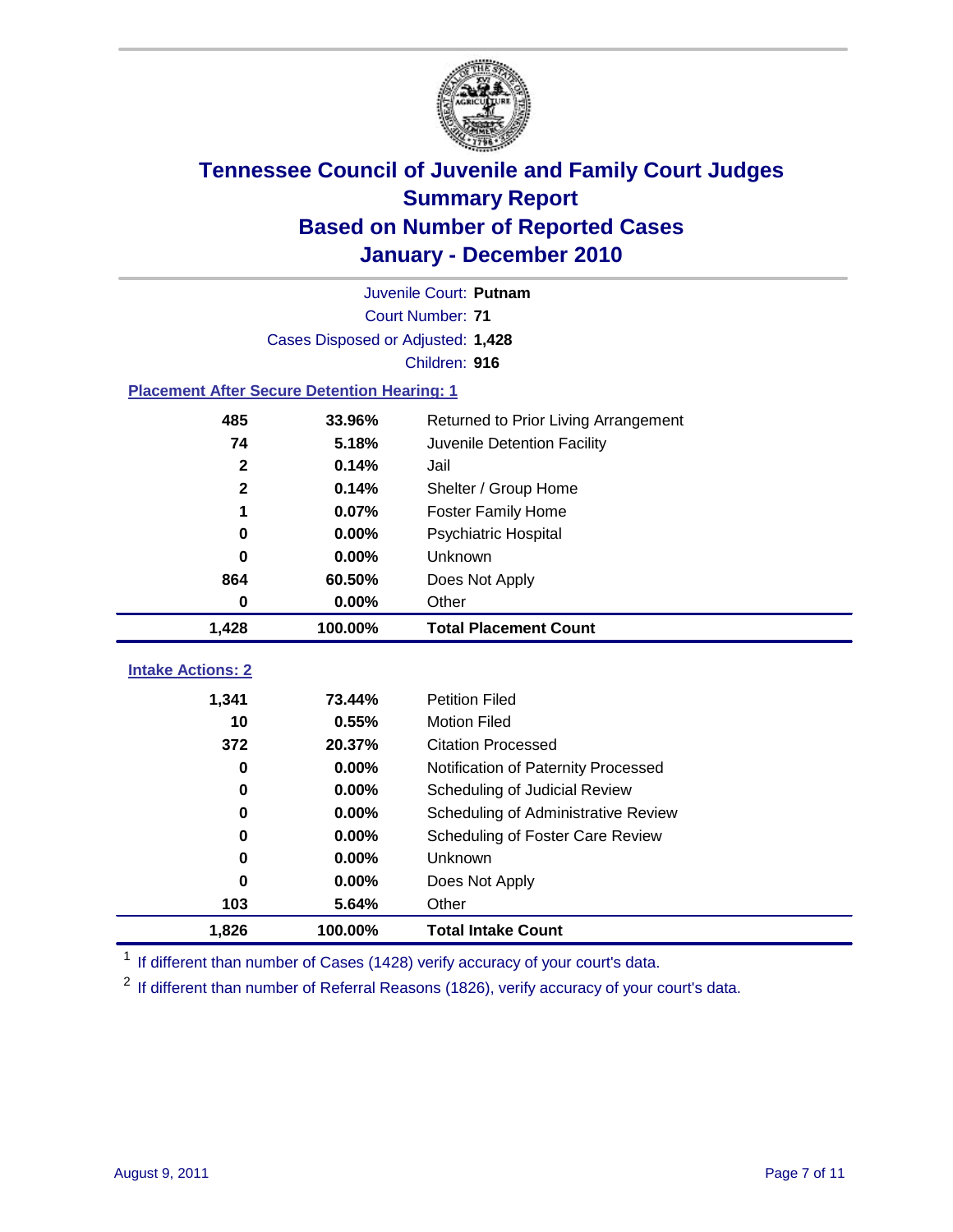# Tennessee Council of Juvenile and Family Court Judges
## Summary Report
## Based on Number of Reported Cases
## January - December 2010

Juvenile Court: **Putnam**

Court Number: **71**

Cases Disposed or Adjusted: **1,428**

Children: **916**

### Placement After Secure Detention Hearing: 1

| | | |
|---|---|---|
| 485 | 33.96% | Returned to Prior Living Arrangement |
| 74 | 5.18% | Juvenile Detention Facility |
| 2 | 0.14% | Jail |
| 2 | 0.14% | Shelter / Group Home |
| 1 | 0.07% | Foster Family Home |
| 0 | 0.00% | Psychiatric Hospital |
| 0 | 0.00% | Unknown |
| 864 | 60.50% | Does Not Apply |
| 0 | 0.00% | Other |
| **1,428** | **100.00%** | **Total Placement Count** |

### Intake Actions: 2

| | | |
|---|---|---|
| 1,341 | 73.44% | Petition Filed |
| 10 | 0.55% | Motion Filed |
| 372 | 20.37% | Citation Processed |
| 0 | 0.00% | Notification of Paternity Processed |
| 0 | 0.00% | Scheduling of Judicial Review |
| 0 | 0.00% | Scheduling of Administrative Review |
| 0 | 0.00% | Scheduling of Foster Care Review |
| 0 | 0.00% | Unknown |
| 0 | 0.00% | Does Not Apply |
| 103 | 5.64% | Other |
| **1,826** | **100.00%** | **Total Intake Count** |

[1] If different than number of Cases (1428) verify accuracy of your court's data.

[2] If different than number of Referral Reasons (1826), verify accuracy of your court's data.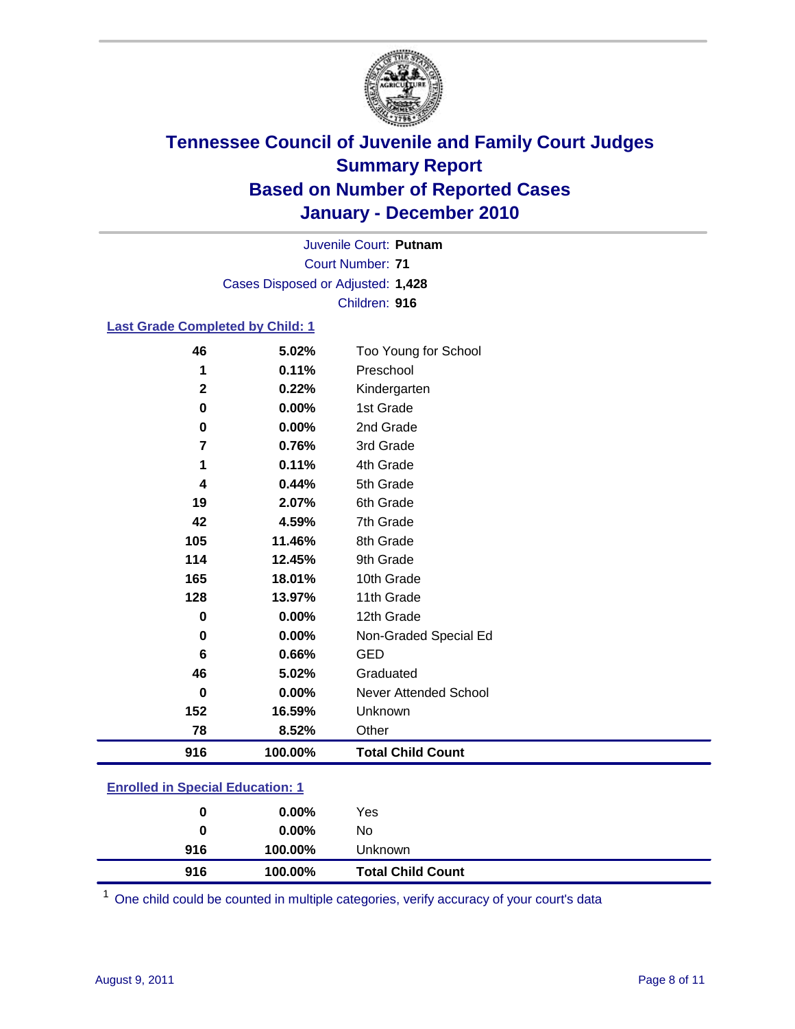# Tennessee Council of Juvenile and Family Court Judges
## Summary Report
## Based on Number of Reported Cases
## January - December 2010

Juvenile Court: **Putnam**

Court Number: **71**

Cases Disposed or Adjusted: **1,428**

Children: **916**

### Last Grade Completed by Child: 1

| Count | Percent | Category |
|---|---|---|
| 46 | 5.02% | Too Young for School |
| 1 | 0.11% | Preschool |
| 2 | 0.22% | Kindergarten |
| 0 | 0.00% | 1st Grade |
| 0 | 0.00% | 2nd Grade |
| 7 | 0.76% | 3rd Grade |
| 1 | 0.11% | 4th Grade |
| 4 | 0.44% | 5th Grade |
| 19 | 2.07% | 6th Grade |
| 42 | 4.59% | 7th Grade |
| 105 | 11.46% | 8th Grade |
| 114 | 12.45% | 9th Grade |
| 165 | 18.01% | 10th Grade |
| 128 | 13.97% | 11th Grade |
| 0 | 0.00% | 12th Grade |
| 0 | 0.00% | Non-Graded Special Ed |
| 6 | 0.66% | GED |
| 46 | 5.02% | Graduated |
| 0 | 0.00% | Never Attended School |
| 152 | 16.59% | Unknown |
| 78 | 8.52% | Other |
| **916** | **100.00%** | **Total Child Count** |

### Enrolled in Special Education: 1

| Count | Percent | Category |
|---|---|---|
| 0 | 0.00% | Yes |
| 0 | 0.00% | No |
| 916 | 100.00% | Unknown |
| **916** | **100.00%** | **Total Child Count** |

[1] One child could be counted in multiple categories, verify accuracy of your court's data

August 9, 2011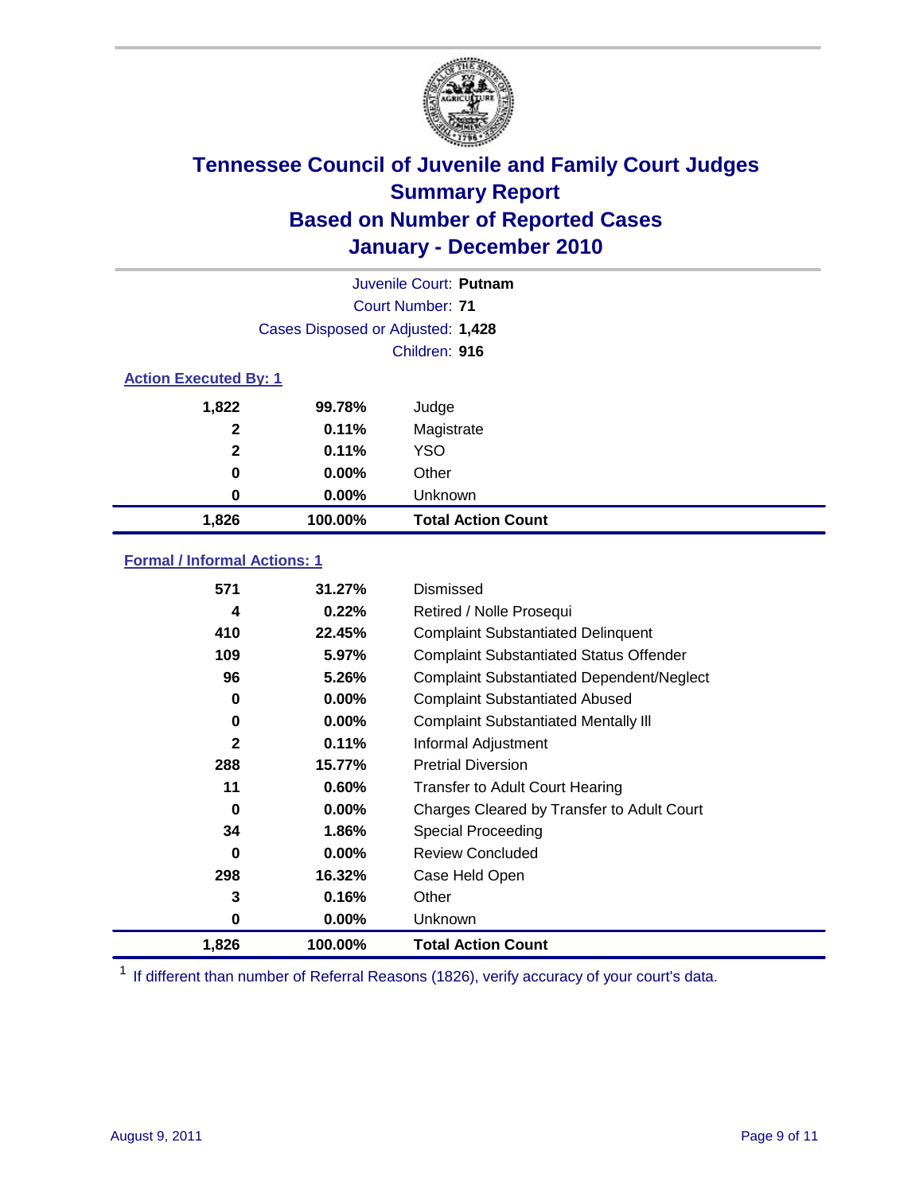# Tennessee Council of Juvenile and Family Court Judges
## Summary Report
## Based on Number of Reported Cases
## January - December 2010

Juvenile Court: **Putnam**
Court Number: **71**
Cases Disposed or Adjusted: **1,428**
Children: **916**

### Action Executed By: 1

| | | |
|---|---|---|
| 1,822 | 99.78% | Judge |
| 2 | 0.11% | Magistrate |
| 2 | 0.11% | YSO |
| 0 | 0.00% | Other |
| 0 | 0.00% | Unknown |
| **1,826** | **100.00%** | **Total Action Count** |

### Formal / Informal Actions: 1

| | | |
|---|---|---|
| 571 | 31.27% | Dismissed |
| 4 | 0.22% | Retired / Nolle Prosequi |
| 410 | 22.45% | Complaint Substantiated Delinquent |
| 109 | 5.97% | Complaint Substantiated Status Offender |
| 96 | 5.26% | Complaint Substantiated Dependent/Neglect |
| 0 | 0.00% | Complaint Substantiated Abused |
| 0 | 0.00% | Complaint Substantiated Mentally Ill |
| 2 | 0.11% | Informal Adjustment |
| 288 | 15.77% | Pretrial Diversion |
| 11 | 0.60% | Transfer to Adult Court Hearing |
| 0 | 0.00% | Charges Cleared by Transfer to Adult Court |
| 34 | 1.86% | Special Proceeding |
| 0 | 0.00% | Review Concluded |
| 298 | 16.32% | Case Held Open |
| 3 | 0.16% | Other |
| 0 | 0.00% | Unknown |
| **1,826** | **100.00%** | **Total Action Count** |

[1] If different than number of Referral Reasons (1826), verify accuracy of your court's data.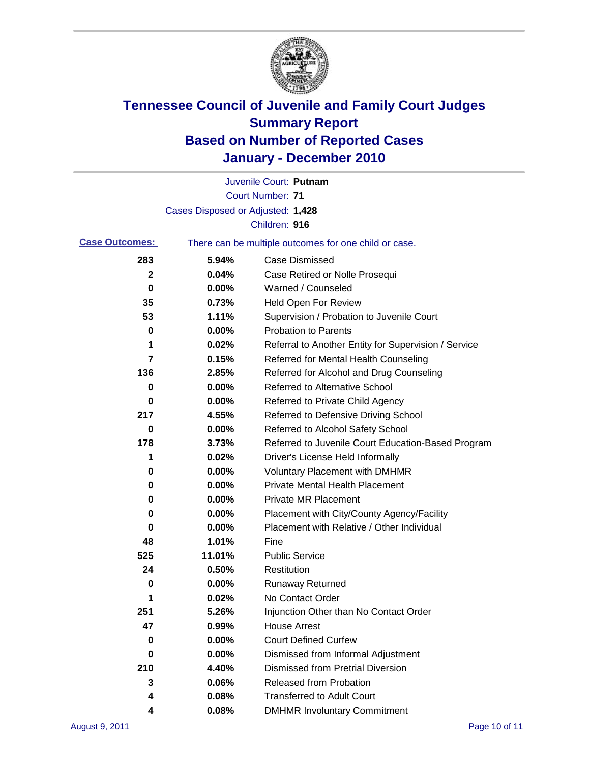# Tennessee Council of Juvenile and Family Court Judges
## Summary Report
## Based on Number of Reported Cases
## January - December 2010

Juvenile Court: **Putnam**

Court Number: **71**

Cases Disposed or Adjusted: **1,428**

Children: **916**

**Case Outcomes:** There can be multiple outcomes for one child or case.

| Count | Percent | Outcome |
|---|---|---|
| 283 | 5.94% | Case Dismissed |
| 2 | 0.04% | Case Retired or Nolle Prosequi |
| 0 | 0.00% | Warned / Counseled |
| 35 | 0.73% | Held Open For Review |
| 53 | 1.11% | Supervision / Probation to Juvenile Court |
| 0 | 0.00% | Probation to Parents |
| 1 | 0.02% | Referral to Another Entity for Supervision / Service |
| 7 | 0.15% | Referred for Mental Health Counseling |
| 136 | 2.85% | Referred for Alcohol and Drug Counseling |
| 0 | 0.00% | Referred to Alternative School |
| 0 | 0.00% | Referred to Private Child Agency |
| 217 | 4.55% | Referred to Defensive Driving School |
| 0 | 0.00% | Referred to Alcohol Safety School |
| 178 | 3.73% | Referred to Juvenile Court Education-Based Program |
| 1 | 0.02% | Driver's License Held Informally |
| 0 | 0.00% | Voluntary Placement with DMHMR |
| 0 | 0.00% | Private Mental Health Placement |
| 0 | 0.00% | Private MR Placement |
| 0 | 0.00% | Placement with City/County Agency/Facility |
| 0 | 0.00% | Placement with Relative / Other Individual |
| 48 | 1.01% | Fine |
| 525 | 11.01% | Public Service |
| 24 | 0.50% | Restitution |
| 0 | 0.00% | Runaway Returned |
| 1 | 0.02% | No Contact Order |
| 251 | 5.26% | Injunction Other than No Contact Order |
| 47 | 0.99% | House Arrest |
| 0 | 0.00% | Court Defined Curfew |
| 0 | 0.00% | Dismissed from Informal Adjustment |
| 210 | 4.40% | Dismissed from Pretrial Diversion |
| 3 | 0.06% | Released from Probation |
| 4 | 0.08% | Transferred to Adult Court |
| 4 | 0.08% | DMHMR Involuntary Commitment |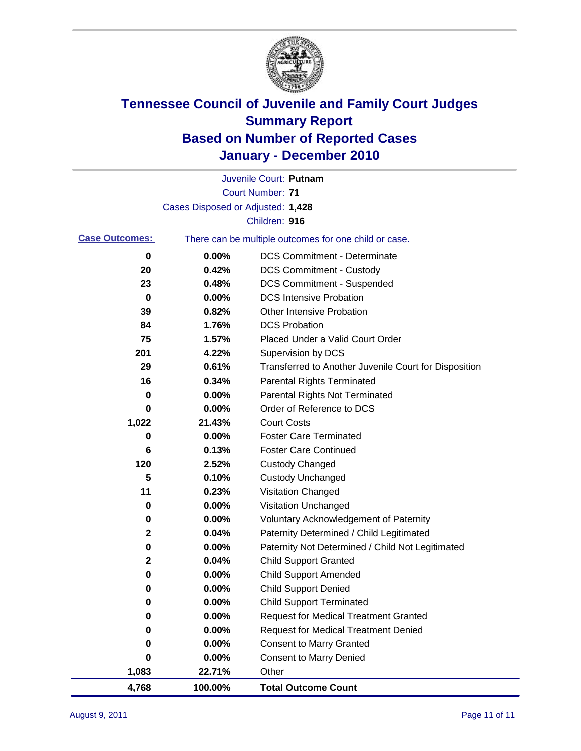# Tennessee Council of Juvenile and Family Court Judges
## Summary Report
## Based on Number of Reported Cases
## January - December 2010

Juvenile Court: **Putnam**

Court Number: **71**

Cases Disposed or Adjusted: **1,428**

Children: **916**

**Case Outcomes:** There can be multiple outcomes for one child or case.

| | | |
|---|---|---|
| 0 | 0.00% | DCS Commitment - Determinate |
| 20 | 0.42% | DCS Commitment - Custody |
| 23 | 0.48% | DCS Commitment - Suspended |
| 0 | 0.00% | DCS Intensive Probation |
| 39 | 0.82% | Other Intensive Probation |
| 84 | 1.76% | DCS Probation |
| 75 | 1.57% | Placed Under a Valid Court Order |
| 201 | 4.22% | Supervision by DCS |
| 29 | 0.61% | Transferred to Another Juvenile Court for Disposition |
| 16 | 0.34% | Parental Rights Terminated |
| 0 | 0.00% | Parental Rights Not Terminated |
| 0 | 0.00% | Order of Reference to DCS |
| 1,022 | 21.43% | Court Costs |
| 0 | 0.00% | Foster Care Terminated |
| 6 | 0.13% | Foster Care Continued |
| 120 | 2.52% | Custody Changed |
| 5 | 0.10% | Custody Unchanged |
| 11 | 0.23% | Visitation Changed |
| 0 | 0.00% | Visitation Unchanged |
| 0 | 0.00% | Voluntary Acknowledgement of Paternity |
| 2 | 0.04% | Paternity Determined / Child Legitimated |
| 0 | 0.00% | Paternity Not Determined / Child Not Legitimated |
| 2 | 0.04% | Child Support Granted |
| 0 | 0.00% | Child Support Amended |
| 0 | 0.00% | Child Support Denied |
| 0 | 0.00% | Child Support Terminated |
| 0 | 0.00% | Request for Medical Treatment Granted |
| 0 | 0.00% | Request for Medical Treatment Denied |
| 0 | 0.00% | Consent to Marry Granted |
| 0 | 0.00% | Consent to Marry Denied |
| 1,083 | 22.71% | Other |
| **4,768** | **100.00%** | **Total Outcome Count** |

August 9, 2011